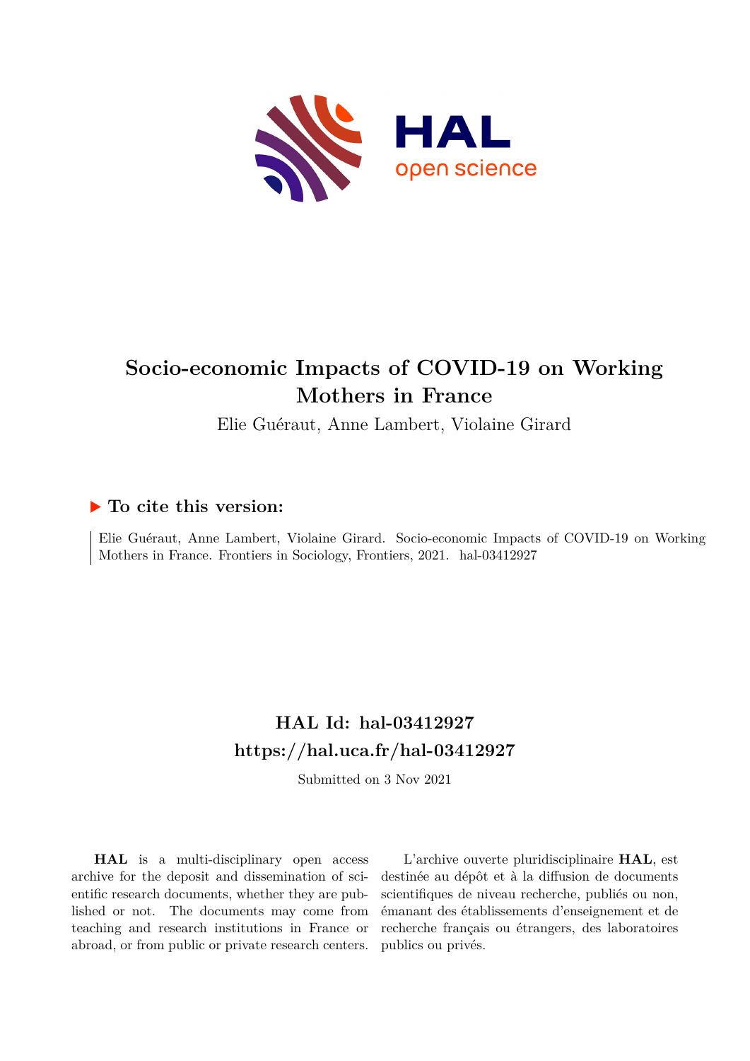# Socio-economic Impacts of COVID-19 on Working Mothers in France

Elie Guéraut, Anne Lambert, Violaine Girard

## ▶ To cite this version:

Elie Guéraut, Anne Lambert, Violaine Girard. Socio-economic Impacts of COVID-19 on Working Mothers in France. Frontiers in Sociology, Frontiers, 2021. hal-03412927

## HAL Id: hal-03412927
## https://hal.uca.fr/hal-03412927

Submitted on 3 Nov 2021

**HAL** is a multi-disciplinary open access archive for the deposit and dissemination of scientific research documents, whether they are published or not. The documents may come from teaching and research institutions in France or abroad, or from public or private research centers.

L'archive ouverte pluridisciplinaire **HAL**, est destinée au dépôt et à la diffusion de documents scientifiques de niveau recherche, publiés ou non, émanant des établissements d'enseignement et de recherche français ou étrangers, des laboratoires publics ou privés.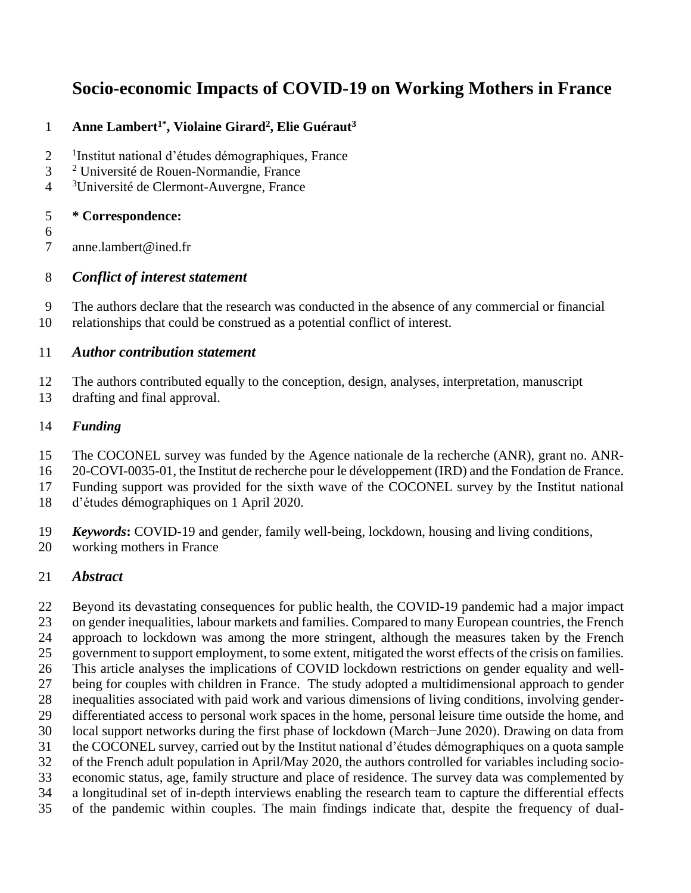# Socio-economic Impacts of COVID-19 on Working Mothers in France

**Anne Lambert[1*], Violaine Girard[2], Elie Guéraut[3]**

[1]Institut national d'études démographiques, France
[2] Université de Rouen-Normandie, France
[3]Université de Clermont-Auvergne, France

**\* Correspondence:**

anne.lambert@ined.fr

## *Conflict of interest statement*

The authors declare that the research was conducted in the absence of any commercial or financial relationships that could be construed as a potential conflict of interest.

## *Author contribution statement*

The authors contributed equally to the conception, design, analyses, interpretation, manuscript drafting and final approval.

## *Funding*

The COCONEL survey was funded by the Agence nationale de la recherche (ANR), grant no. ANR-20-COVI-0035-01, the Institut de recherche pour le développement (IRD) and the Fondation de France. Funding support was provided for the sixth wave of the COCONEL survey by the Institut national d'études démographiques on 1 April 2020.

***Keywords*:** COVID-19 and gender, family well-being, lockdown, housing and living conditions, working mothers in France

## *Abstract*

Beyond its devastating consequences for public health, the COVID-19 pandemic had a major impact on gender inequalities, labour markets and families. Compared to many European countries, the French approach to lockdown was among the more stringent, although the measures taken by the French government to support employment, to some extent, mitigated the worst effects of the crisis on families. This article analyses the implications of COVID lockdown restrictions on gender equality and well-being for couples with children in France. The study adopted a multidimensional approach to gender inequalities associated with paid work and various dimensions of living conditions, involving gender-differentiated access to personal work spaces in the home, personal leisure time outside the home, and local support networks during the first phase of lockdown (March−June 2020). Drawing on data from the COCONEL survey, carried out by the Institut national d'études démographiques on a quota sample of the French adult population in April/May 2020, the authors controlled for variables including socio-economic status, age, family structure and place of residence. The survey data was complemented by a longitudinal set of in-depth interviews enabling the research team to capture the differential effects of the pandemic within couples. The main findings indicate that, despite the frequency of dual-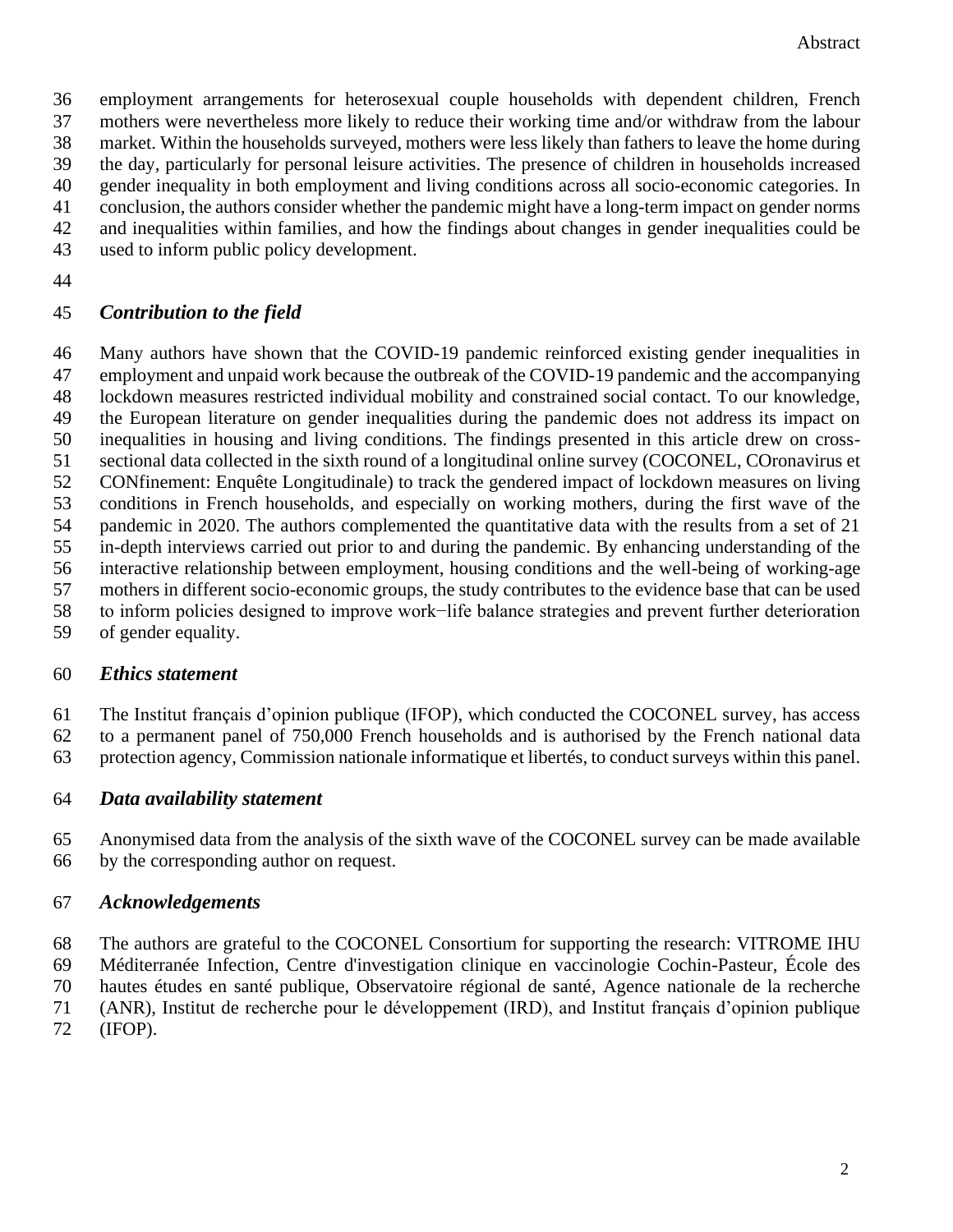employment arrangements for heterosexual couple households with dependent children, French mothers were nevertheless more likely to reduce their working time and/or withdraw from the labour market. Within the households surveyed, mothers were less likely than fathers to leave the home during the day, particularly for personal leisure activities. The presence of children in households increased gender inequality in both employment and living conditions across all socio-economic categories. In conclusion, the authors consider whether the pandemic might have a long-term impact on gender norms and inequalities within families, and how the findings about changes in gender inequalities could be used to inform public policy development.

## *Contribution to the field*

Many authors have shown that the COVID-19 pandemic reinforced existing gender inequalities in employment and unpaid work because the outbreak of the COVID-19 pandemic and the accompanying lockdown measures restricted individual mobility and constrained social contact. To our knowledge, the European literature on gender inequalities during the pandemic does not address its impact on inequalities in housing and living conditions. The findings presented in this article drew on cross-sectional data collected in the sixth round of a longitudinal online survey (COCONEL, COronavirus et CONfinement: Enquête Longitudinale) to track the gendered impact of lockdown measures on living conditions in French households, and especially on working mothers, during the first wave of the pandemic in 2020. The authors complemented the quantitative data with the results from a set of 21 in-depth interviews carried out prior to and during the pandemic. By enhancing understanding of the interactive relationship between employment, housing conditions and the well-being of working-age mothers in different socio-economic groups, the study contributes to the evidence base that can be used to inform policies designed to improve work−life balance strategies and prevent further deterioration of gender equality.

## *Ethics statement*

The Institut français d'opinion publique (IFOP), which conducted the COCONEL survey, has access to a permanent panel of 750,000 French households and is authorised by the French national data protection agency, Commission nationale informatique et libertés, to conduct surveys within this panel.

## *Data availability statement*

Anonymised data from the analysis of the sixth wave of the COCONEL survey can be made available by the corresponding author on request.

## *Acknowledgements*

The authors are grateful to the COCONEL Consortium for supporting the research: VITROME IHU Méditerranée Infection, Centre d'investigation clinique en vaccinologie Cochin-Pasteur, École des hautes études en santé publique, Observatoire régional de santé, Agence nationale de la recherche (ANR), Institut de recherche pour le développement (IRD), and Institut français d'opinion publique (IFOP).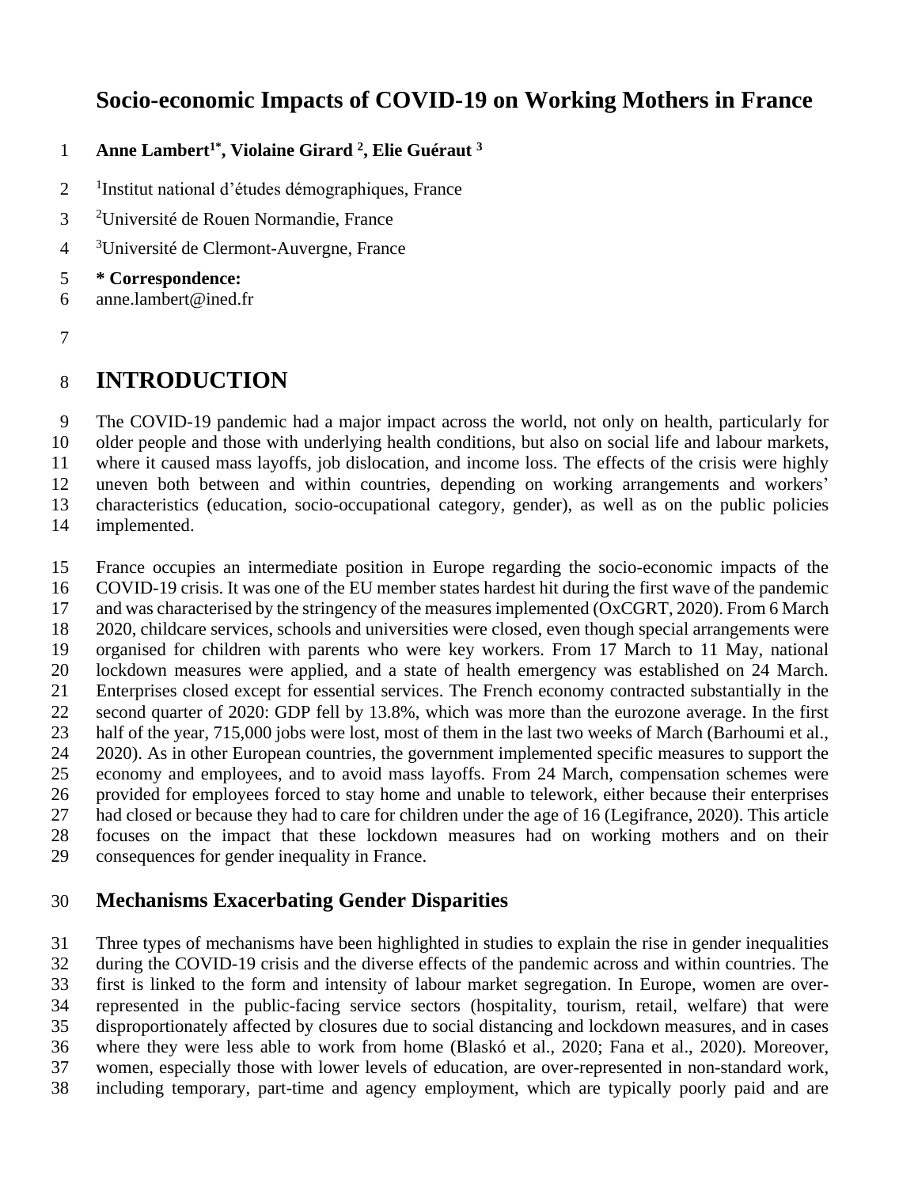# Socio-economic Impacts of COVID-19 on Working Mothers in France

**Anne Lambert[1*], Violaine Girard [2], Elie Guéraut [3]**

[1]Institut national d'études démographiques, France

[2]Université de Rouen Normandie, France

[3]Université de Clermont-Auvergne, France

**\* Correspondence:**
anne.lambert@ined.fr

# INTRODUCTION

The COVID-19 pandemic had a major impact across the world, not only on health, particularly for older people and those with underlying health conditions, but also on social life and labour markets, where it caused mass layoffs, job dislocation, and income loss. The effects of the crisis were highly uneven both between and within countries, depending on working arrangements and workers' characteristics (education, socio-occupational category, gender), as well as on the public policies implemented.

France occupies an intermediate position in Europe regarding the socio-economic impacts of the COVID-19 crisis. It was one of the EU member states hardest hit during the first wave of the pandemic and was characterised by the stringency of the measures implemented (OxCGRT, 2020). From 6 March 2020, childcare services, schools and universities were closed, even though special arrangements were organised for children with parents who were key workers. From 17 March to 11 May, national lockdown measures were applied, and a state of health emergency was established on 24 March. Enterprises closed except for essential services. The French economy contracted substantially in the second quarter of 2020: GDP fell by 13.8%, which was more than the eurozone average. In the first half of the year, 715,000 jobs were lost, most of them in the last two weeks of March (Barhoumi et al., 2020). As in other European countries, the government implemented specific measures to support the economy and employees, and to avoid mass layoffs. From 24 March, compensation schemes were provided for employees forced to stay home and unable to telework, either because their enterprises had closed or because they had to care for children under the age of 16 (Legifrance, 2020). This article focuses on the impact that these lockdown measures had on working mothers and on their consequences for gender inequality in France.

## Mechanisms Exacerbating Gender Disparities

Three types of mechanisms have been highlighted in studies to explain the rise in gender inequalities during the COVID-19 crisis and the diverse effects of the pandemic across and within countries. The first is linked to the form and intensity of labour market segregation. In Europe, women are over-represented in the public-facing service sectors (hospitality, tourism, retail, welfare) that were disproportionately affected by closures due to social distancing and lockdown measures, and in cases where they were less able to work from home (Blaskó et al., 2020; Fana et al., 2020). Moreover, women, especially those with lower levels of education, are over-represented in non-standard work, including temporary, part-time and agency employment, which are typically poorly paid and are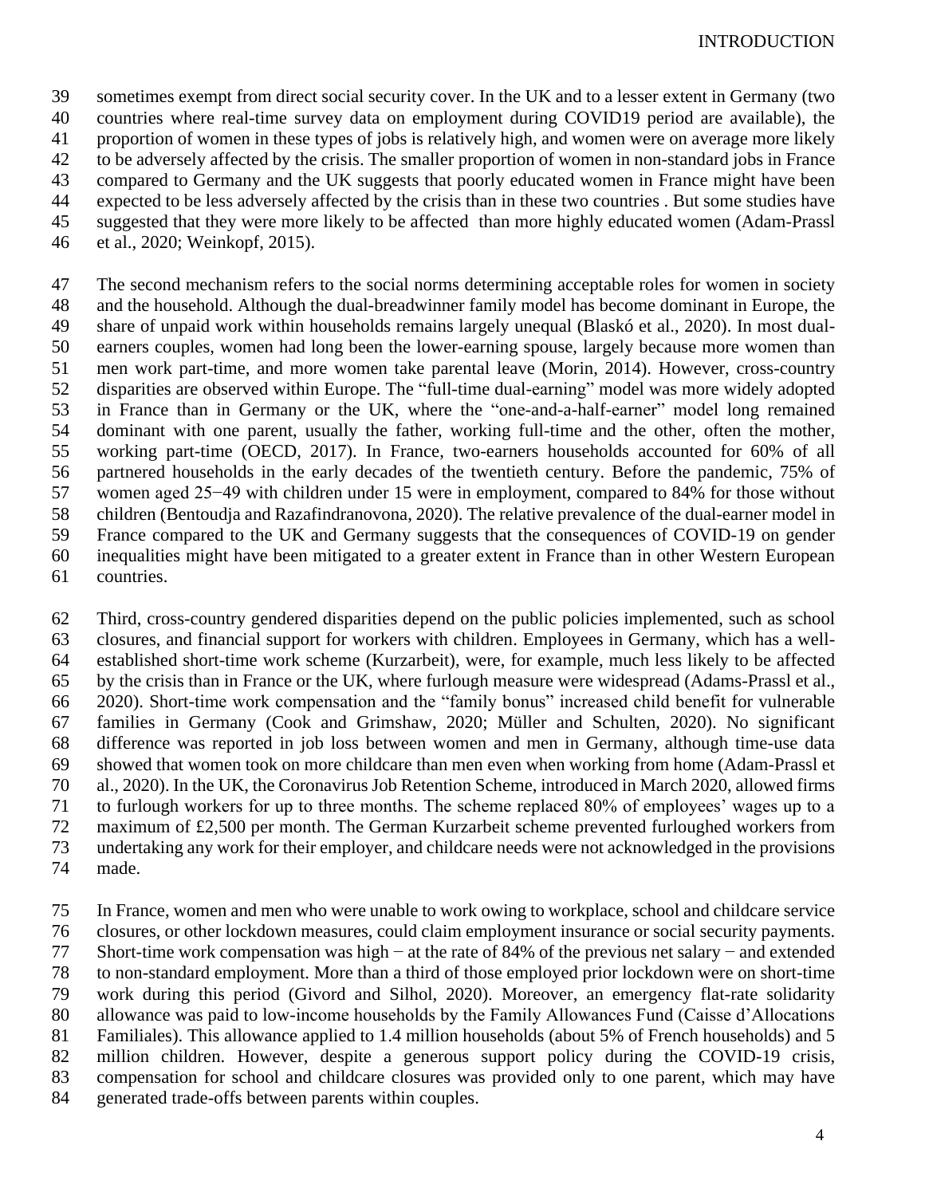sometimes exempt from direct social security cover. In the UK and to a lesser extent in Germany (two countries where real-time survey data on employment during COVID19 period are available), the proportion of women in these types of jobs is relatively high, and women were on average more likely to be adversely affected by the crisis. The smaller proportion of women in non-standard jobs in France compared to Germany and the UK suggests that poorly educated women in France might have been expected to be less adversely affected by the crisis than in these two countries . But some studies have suggested that they were more likely to be affected than more highly educated women (Adam-Prassl et al., 2020; Weinkopf, 2015).

The second mechanism refers to the social norms determining acceptable roles for women in society and the household. Although the dual-breadwinner family model has become dominant in Europe, the share of unpaid work within households remains largely unequal (Blaskó et al., 2020). In most dual-earners couples, women had long been the lower-earning spouse, largely because more women than men work part-time, and more women take parental leave (Morin, 2014). However, cross-country disparities are observed within Europe. The "full-time dual-earning" model was more widely adopted in France than in Germany or the UK, where the "one-and-a-half-earner" model long remained dominant with one parent, usually the father, working full-time and the other, often the mother, working part-time (OECD, 2017). In France, two-earners households accounted for 60% of all partnered households in the early decades of the twentieth century. Before the pandemic, 75% of women aged 25−49 with children under 15 were in employment, compared to 84% for those without children (Bentoudja and Razafindranovona, 2020). The relative prevalence of the dual-earner model in France compared to the UK and Germany suggests that the consequences of COVID-19 on gender inequalities might have been mitigated to a greater extent in France than in other Western European countries.

Third, cross-country gendered disparities depend on the public policies implemented, such as school closures, and financial support for workers with children. Employees in Germany, which has a well-established short-time work scheme (Kurzarbeit), were, for example, much less likely to be affected by the crisis than in France or the UK, where furlough measure were widespread (Adams-Prassl et al., 2020). Short-time work compensation and the "family bonus" increased child benefit for vulnerable families in Germany (Cook and Grimshaw, 2020; Müller and Schulten, 2020). No significant difference was reported in job loss between women and men in Germany, although time-use data showed that women took on more childcare than men even when working from home (Adam-Prassl et al., 2020). In the UK, the Coronavirus Job Retention Scheme, introduced in March 2020, allowed firms to furlough workers for up to three months. The scheme replaced 80% of employees' wages up to a maximum of £2,500 per month. The German Kurzarbeit scheme prevented furloughed workers from undertaking any work for their employer, and childcare needs were not acknowledged in the provisions made.

In France, women and men who were unable to work owing to workplace, school and childcare service closures, or other lockdown measures, could claim employment insurance or social security payments. Short-time work compensation was high − at the rate of 84% of the previous net salary − and extended to non-standard employment. More than a third of those employed prior lockdown were on short-time work during this period (Givord and Silhol, 2020). Moreover, an emergency flat-rate solidarity allowance was paid to low-income households by the Family Allowances Fund (Caisse d'Allocations Familiales). This allowance applied to 1.4 million households (about 5% of French households) and 5 million children. However, despite a generous support policy during the COVID-19 crisis, compensation for school and childcare closures was provided only to one parent, which may have generated trade-offs between parents within couples.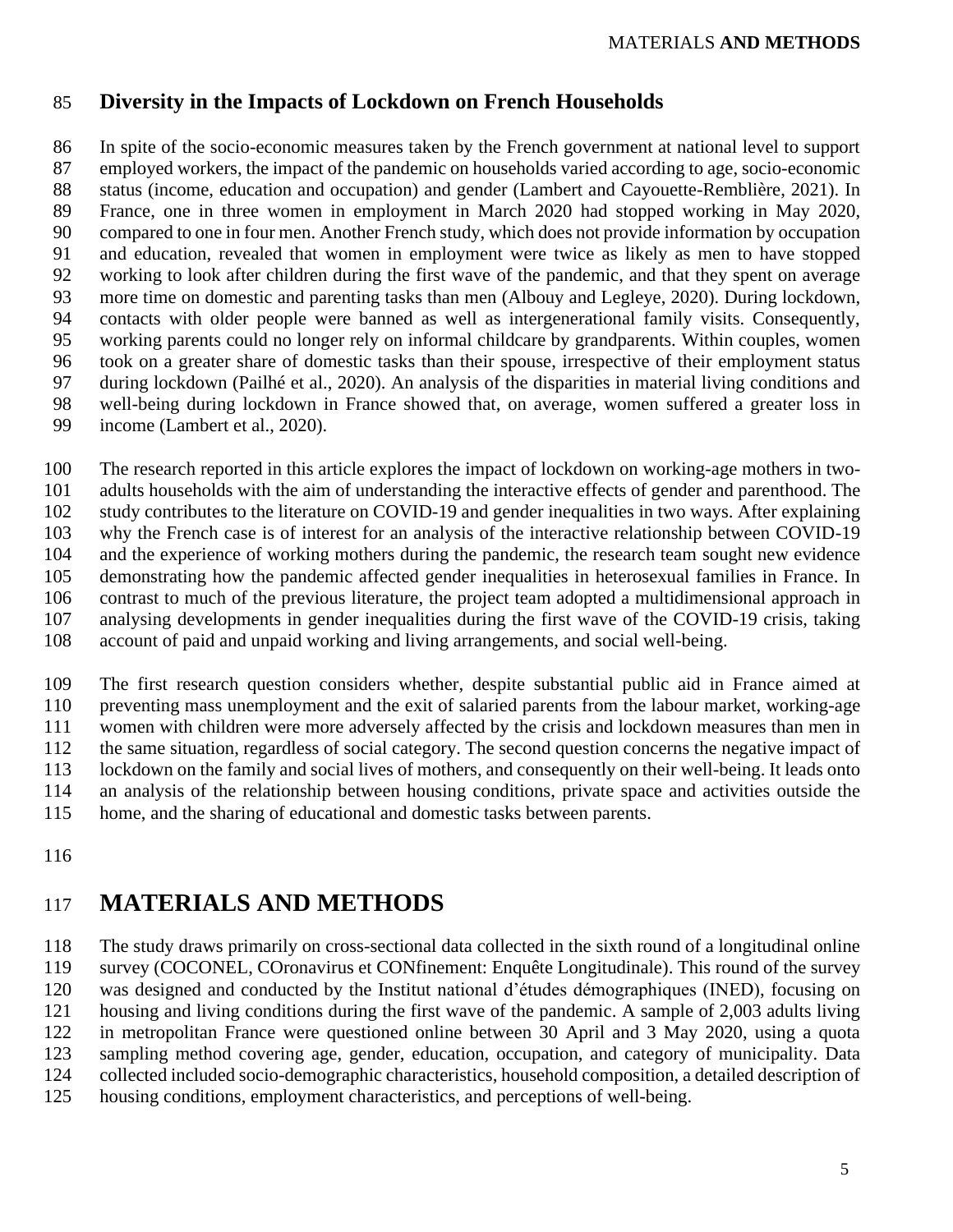## Diversity in the Impacts of Lockdown on French Households

In spite of the socio-economic measures taken by the French government at national level to support employed workers, the impact of the pandemic on households varied according to age, socio-economic status (income, education and occupation) and gender (Lambert and Cayouette-Remblière, 2021). In France, one in three women in employment in March 2020 had stopped working in May 2020, compared to one in four men. Another French study, which does not provide information by occupation and education, revealed that women in employment were twice as likely as men to have stopped working to look after children during the first wave of the pandemic, and that they spent on average more time on domestic and parenting tasks than men (Albouy and Legleye, 2020). During lockdown, contacts with older people were banned as well as intergenerational family visits. Consequently, working parents could no longer rely on informal childcare by grandparents. Within couples, women took on a greater share of domestic tasks than their spouse, irrespective of their employment status during lockdown (Pailhé et al., 2020). An analysis of the disparities in material living conditions and well-being during lockdown in France showed that, on average, women suffered a greater loss in income (Lambert et al., 2020).

The research reported in this article explores the impact of lockdown on working-age mothers in two-adults households with the aim of understanding the interactive effects of gender and parenthood. The study contributes to the literature on COVID-19 and gender inequalities in two ways. After explaining why the French case is of interest for an analysis of the interactive relationship between COVID-19 and the experience of working mothers during the pandemic, the research team sought new evidence demonstrating how the pandemic affected gender inequalities in heterosexual families in France. In contrast to much of the previous literature, the project team adopted a multidimensional approach in analysing developments in gender inequalities during the first wave of the COVID-19 crisis, taking account of paid and unpaid working and living arrangements, and social well-being.

The first research question considers whether, despite substantial public aid in France aimed at preventing mass unemployment and the exit of salaried parents from the labour market, working-age women with children were more adversely affected by the crisis and lockdown measures than men in the same situation, regardless of social category. The second question concerns the negative impact of lockdown on the family and social lives of mothers, and consequently on their well-being. It leads onto an analysis of the relationship between housing conditions, private space and activities outside the home, and the sharing of educational and domestic tasks between parents.

# MATERIALS AND METHODS

The study draws primarily on cross-sectional data collected in the sixth round of a longitudinal online survey (COCONEL, COronavirus et CONfinement: Enquête Longitudinale). This round of the survey was designed and conducted by the Institut national d'études démographiques (INED), focusing on housing and living conditions during the first wave of the pandemic. A sample of 2,003 adults living in metropolitan France were questioned online between 30 April and 3 May 2020, using a quota sampling method covering age, gender, education, occupation, and category of municipality. Data collected included socio-demographic characteristics, household composition, a detailed description of housing conditions, employment characteristics, and perceptions of well-being.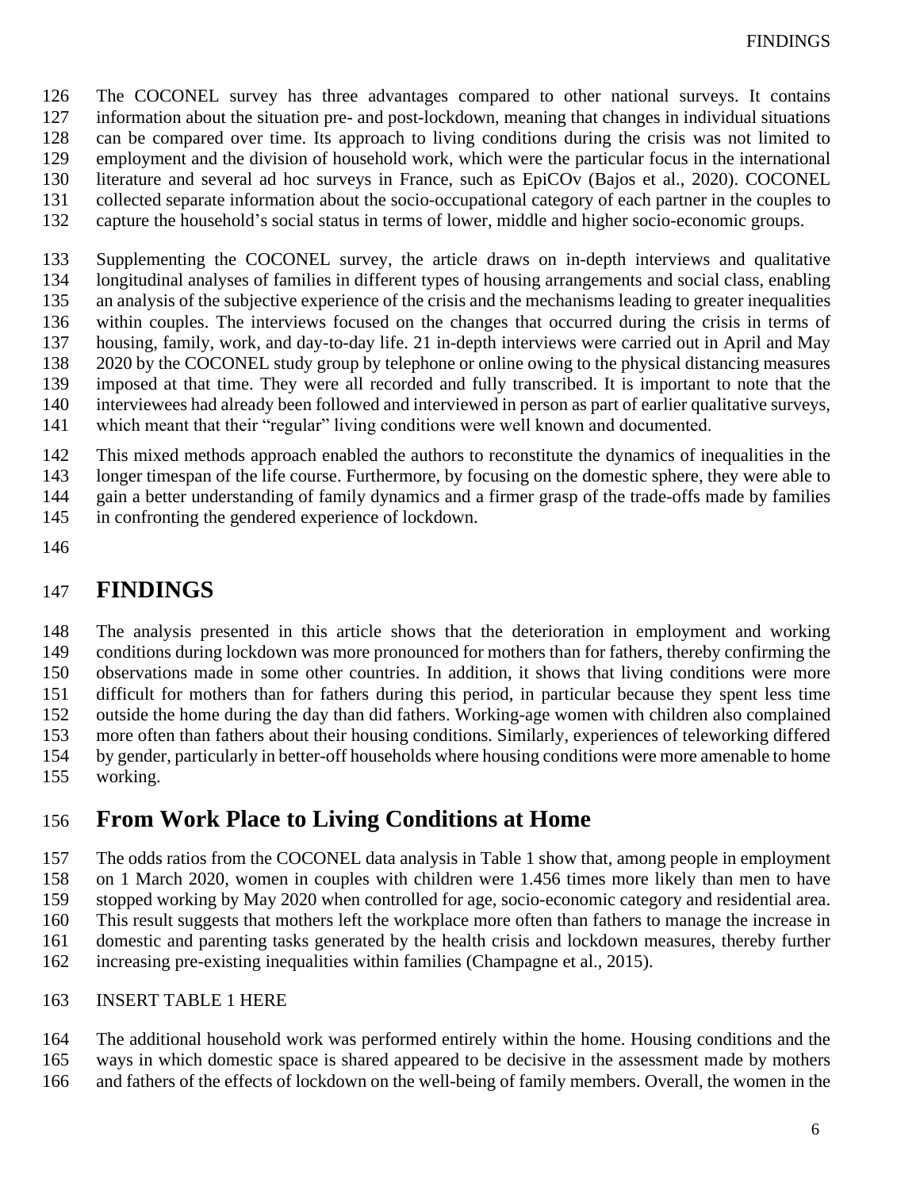The COCONEL survey has three advantages compared to other national surveys. It contains information about the situation pre- and post-lockdown, meaning that changes in individual situations can be compared over time. Its approach to living conditions during the crisis was not limited to employment and the division of household work, which were the particular focus in the international literature and several ad hoc surveys in France, such as EpiCOv (Bajos et al., 2020). COCONEL collected separate information about the socio-occupational category of each partner in the couples to capture the household's social status in terms of lower, middle and higher socio-economic groups.

Supplementing the COCONEL survey, the article draws on in-depth interviews and qualitative longitudinal analyses of families in different types of housing arrangements and social class, enabling an analysis of the subjective experience of the crisis and the mechanisms leading to greater inequalities within couples. The interviews focused on the changes that occurred during the crisis in terms of housing, family, work, and day-to-day life. 21 in-depth interviews were carried out in April and May 2020 by the COCONEL study group by telephone or online owing to the physical distancing measures imposed at that time. They were all recorded and fully transcribed. It is important to note that the interviewees had already been followed and interviewed in person as part of earlier qualitative surveys, which meant that their "regular" living conditions were well known and documented.

This mixed methods approach enabled the authors to reconstitute the dynamics of inequalities in the longer timespan of the life course. Furthermore, by focusing on the domestic sphere, they were able to gain a better understanding of family dynamics and a firmer grasp of the trade-offs made by families in confronting the gendered experience of lockdown.

# FINDINGS

The analysis presented in this article shows that the deterioration in employment and working conditions during lockdown was more pronounced for mothers than for fathers, thereby confirming the observations made in some other countries. In addition, it shows that living conditions were more difficult for mothers than for fathers during this period, in particular because they spent less time outside the home during the day than did fathers. Working-age women with children also complained more often than fathers about their housing conditions. Similarly, experiences of teleworking differed by gender, particularly in better-off households where housing conditions were more amenable to home working.

## From Work Place to Living Conditions at Home

The odds ratios from the COCONEL data analysis in Table 1 show that, among people in employment on 1 March 2020, women in couples with children were 1.456 times more likely than men to have stopped working by May 2020 when controlled for age, socio-economic category and residential area. This result suggests that mothers left the workplace more often than fathers to manage the increase in domestic and parenting tasks generated by the health crisis and lockdown measures, thereby further increasing pre-existing inequalities within families (Champagne et al., 2015).

INSERT TABLE 1 HERE

The additional household work was performed entirely within the home. Housing conditions and the ways in which domestic space is shared appeared to be decisive in the assessment made by mothers and fathers of the effects of lockdown on the well-being of family members. Overall, the women in the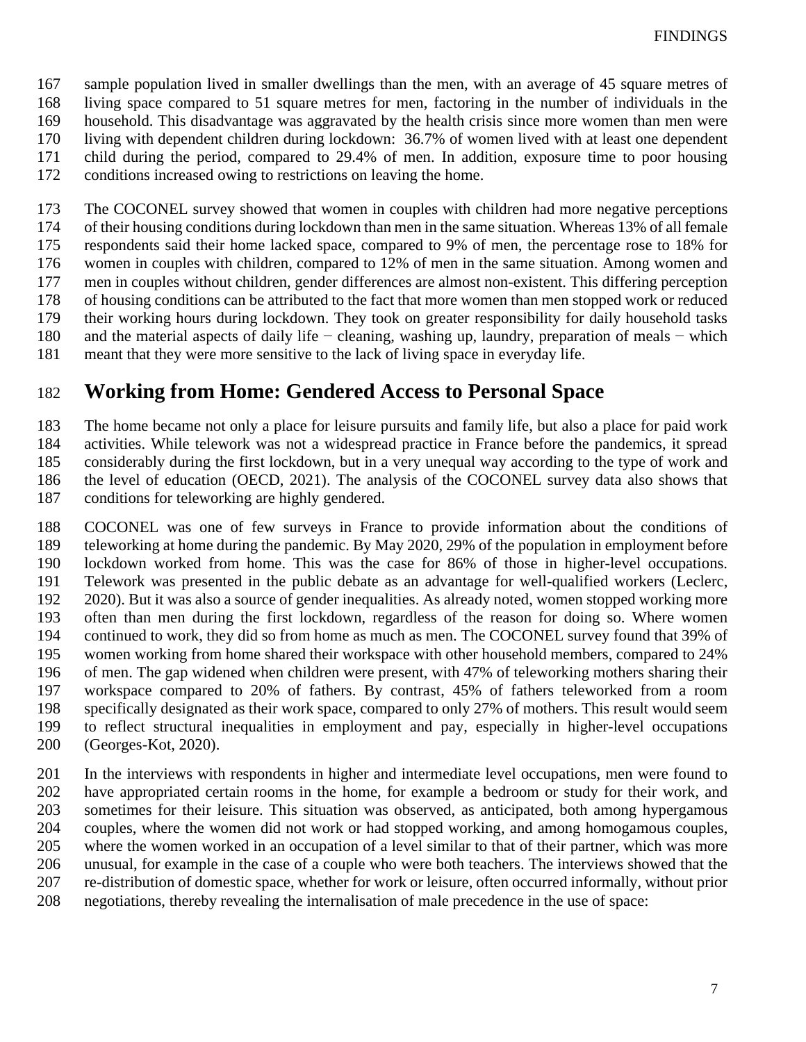sample population lived in smaller dwellings than the men, with an average of 45 square metres of living space compared to 51 square metres for men, factoring in the number of individuals in the household. This disadvantage was aggravated by the health crisis since more women than men were living with dependent children during lockdown: 36.7% of women lived with at least one dependent child during the period, compared to 29.4% of men. In addition, exposure time to poor housing conditions increased owing to restrictions on leaving the home.

The COCONEL survey showed that women in couples with children had more negative perceptions of their housing conditions during lockdown than men in the same situation. Whereas 13% of all female respondents said their home lacked space, compared to 9% of men, the percentage rose to 18% for women in couples with children, compared to 12% of men in the same situation. Among women and men in couples without children, gender differences are almost non-existent. This differing perception of housing conditions can be attributed to the fact that more women than men stopped work or reduced their working hours during lockdown. They took on greater responsibility for daily household tasks and the material aspects of daily life − cleaning, washing up, laundry, preparation of meals − which meant that they were more sensitive to the lack of living space in everyday life.

## Working from Home: Gendered Access to Personal Space

The home became not only a place for leisure pursuits and family life, but also a place for paid work activities. While telework was not a widespread practice in France before the pandemics, it spread considerably during the first lockdown, but in a very unequal way according to the type of work and the level of education (OECD, 2021). The analysis of the COCONEL survey data also shows that conditions for teleworking are highly gendered.

COCONEL was one of few surveys in France to provide information about the conditions of teleworking at home during the pandemic. By May 2020, 29% of the population in employment before lockdown worked from home. This was the case for 86% of those in higher-level occupations. Telework was presented in the public debate as an advantage for well-qualified workers (Leclerc, 2020). But it was also a source of gender inequalities. As already noted, women stopped working more often than men during the first lockdown, regardless of the reason for doing so. Where women continued to work, they did so from home as much as men. The COCONEL survey found that 39% of women working from home shared their workspace with other household members, compared to 24% of men. The gap widened when children were present, with 47% of teleworking mothers sharing their workspace compared to 20% of fathers. By contrast, 45% of fathers teleworked from a room specifically designated as their work space, compared to only 27% of mothers. This result would seem to reflect structural inequalities in employment and pay, especially in higher-level occupations (Georges-Kot, 2020).

In the interviews with respondents in higher and intermediate level occupations, men were found to have appropriated certain rooms in the home, for example a bedroom or study for their work, and sometimes for their leisure. This situation was observed, as anticipated, both among hypergamous couples, where the women did not work or had stopped working, and among homogamous couples, where the women worked in an occupation of a level similar to that of their partner, which was more unusual, for example in the case of a couple who were both teachers. The interviews showed that the re-distribution of domestic space, whether for work or leisure, often occurred informally, without prior negotiations, thereby revealing the internalisation of male precedence in the use of space: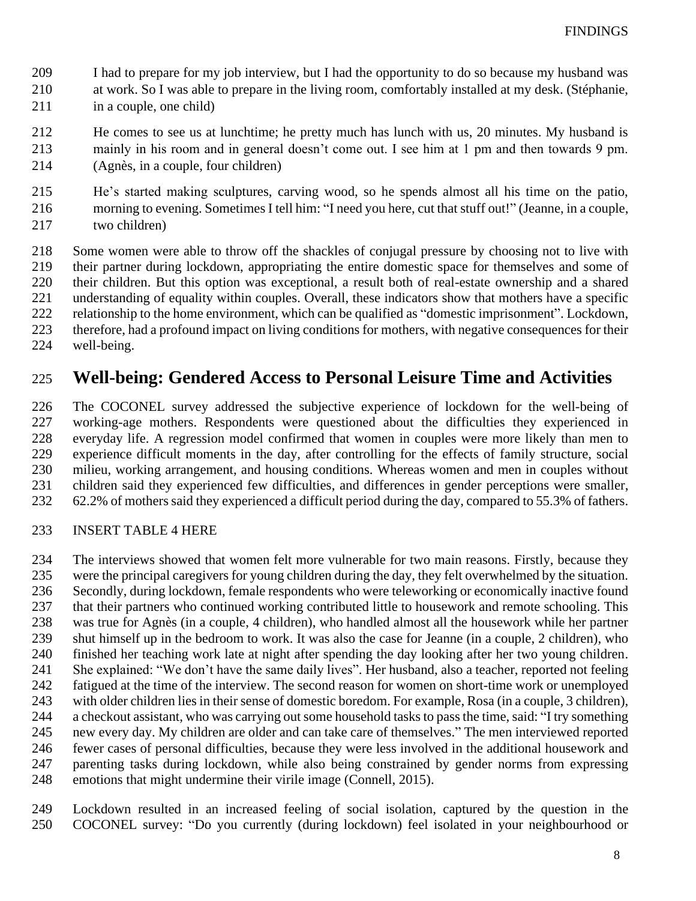> I had to prepare for my job interview, but I had the opportunity to do so because my husband was at work. So I was able to prepare in the living room, comfortably installed at my desk. (Stéphanie, in a couple, one child)

> He comes to see us at lunchtime; he pretty much has lunch with us, 20 minutes. My husband is mainly in his room and in general doesn't come out. I see him at 1 pm and then towards 9 pm. (Agnès, in a couple, four children)

> He's started making sculptures, carving wood, so he spends almost all his time on the patio, morning to evening. Sometimes I tell him: "I need you here, cut that stuff out!" (Jeanne, in a couple, two children)

Some women were able to throw off the shackles of conjugal pressure by choosing not to live with their partner during lockdown, appropriating the entire domestic space for themselves and some of their children. But this option was exceptional, a result both of real-estate ownership and a shared understanding of equality within couples. Overall, these indicators show that mothers have a specific relationship to the home environment, which can be qualified as "domestic imprisonment". Lockdown, therefore, had a profound impact on living conditions for mothers, with negative consequences for their well-being.

## Well-being: Gendered Access to Personal Leisure Time and Activities

The COCONEL survey addressed the subjective experience of lockdown for the well-being of working-age mothers. Respondents were questioned about the difficulties they experienced in everyday life. A regression model confirmed that women in couples were more likely than men to experience difficult moments in the day, after controlling for the effects of family structure, social milieu, working arrangement, and housing conditions. Whereas women and men in couples without children said they experienced few difficulties, and differences in gender perceptions were smaller, 62.2% of mothers said they experienced a difficult period during the day, compared to 55.3% of fathers.

INSERT TABLE 4 HERE

The interviews showed that women felt more vulnerable for two main reasons. Firstly, because they were the principal caregivers for young children during the day, they felt overwhelmed by the situation. Secondly, during lockdown, female respondents who were teleworking or economically inactive found that their partners who continued working contributed little to housework and remote schooling. This was true for Agnès (in a couple, 4 children), who handled almost all the housework while her partner shut himself up in the bedroom to work. It was also the case for Jeanne (in a couple, 2 children), who finished her teaching work late at night after spending the day looking after her two young children. She explained: "We don't have the same daily lives". Her husband, also a teacher, reported not feeling fatigued at the time of the interview. The second reason for women on short-time work or unemployed with older children lies in their sense of domestic boredom. For example, Rosa (in a couple, 3 children), a checkout assistant, who was carrying out some household tasks to pass the time, said: "I try something new every day. My children are older and can take care of themselves." The men interviewed reported fewer cases of personal difficulties, because they were less involved in the additional housework and parenting tasks during lockdown, while also being constrained by gender norms from expressing emotions that might undermine their virile image (Connell, 2015).

Lockdown resulted in an increased feeling of social isolation, captured by the question in the COCONEL survey: "Do you currently (during lockdown) feel isolated in your neighbourhood or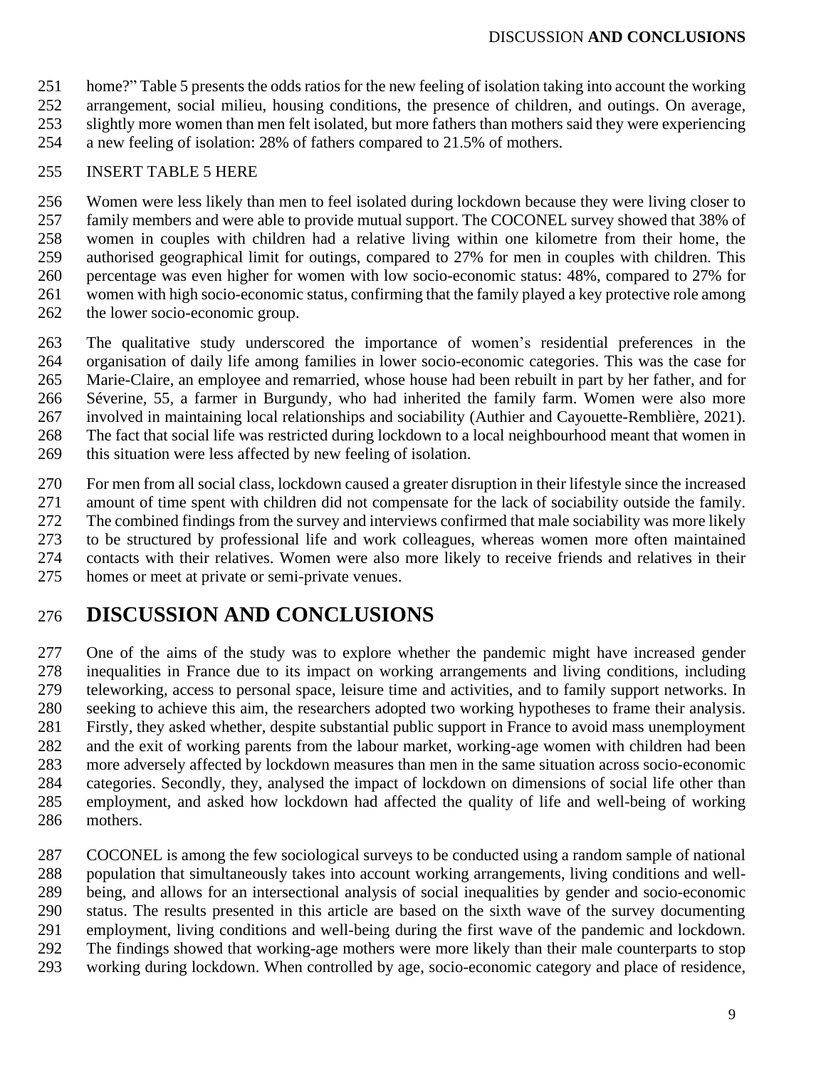home?" Table 5 presents the odds ratios for the new feeling of isolation taking into account the working arrangement, social milieu, housing conditions, the presence of children, and outings. On average, slightly more women than men felt isolated, but more fathers than mothers said they were experiencing a new feeling of isolation: 28% of fathers compared to 21.5% of mothers.

INSERT TABLE 5 HERE

Women were less likely than men to feel isolated during lockdown because they were living closer to family members and were able to provide mutual support. The COCONEL survey showed that 38% of women in couples with children had a relative living within one kilometre from their home, the authorised geographical limit for outings, compared to 27% for men in couples with children. This percentage was even higher for women with low socio-economic status: 48%, compared to 27% for women with high socio-economic status, confirming that the family played a key protective role among the lower socio-economic group.

The qualitative study underscored the importance of women's residential preferences in the organisation of daily life among families in lower socio-economic categories. This was the case for Marie-Claire, an employee and remarried, whose house had been rebuilt in part by her father, and for Séverine, 55, a farmer in Burgundy, who had inherited the family farm. Women were also more involved in maintaining local relationships and sociability (Authier and Cayouette-Remblière, 2021). The fact that social life was restricted during lockdown to a local neighbourhood meant that women in this situation were less affected by new feeling of isolation.

For men from all social class, lockdown caused a greater disruption in their lifestyle since the increased amount of time spent with children did not compensate for the lack of sociability outside the family. The combined findings from the survey and interviews confirmed that male sociability was more likely to be structured by professional life and work colleagues, whereas women more often maintained contacts with their relatives. Women were also more likely to receive friends and relatives in their homes or meet at private or semi-private venues.

# DISCUSSION AND CONCLUSIONS

One of the aims of the study was to explore whether the pandemic might have increased gender inequalities in France due to its impact on working arrangements and living conditions, including teleworking, access to personal space, leisure time and activities, and to family support networks. In seeking to achieve this aim, the researchers adopted two working hypotheses to frame their analysis. Firstly, they asked whether, despite substantial public support in France to avoid mass unemployment and the exit of working parents from the labour market, working-age women with children had been more adversely affected by lockdown measures than men in the same situation across socio-economic categories. Secondly, they, analysed the impact of lockdown on dimensions of social life other than employment, and asked how lockdown had affected the quality of life and well-being of working mothers.

COCONEL is among the few sociological surveys to be conducted using a random sample of national population that simultaneously takes into account working arrangements, living conditions and well-being, and allows for an intersectional analysis of social inequalities by gender and socio-economic status. The results presented in this article are based on the sixth wave of the survey documenting employment, living conditions and well-being during the first wave of the pandemic and lockdown. The findings showed that working-age mothers were more likely than their male counterparts to stop working during lockdown. When controlled by age, socio-economic category and place of residence,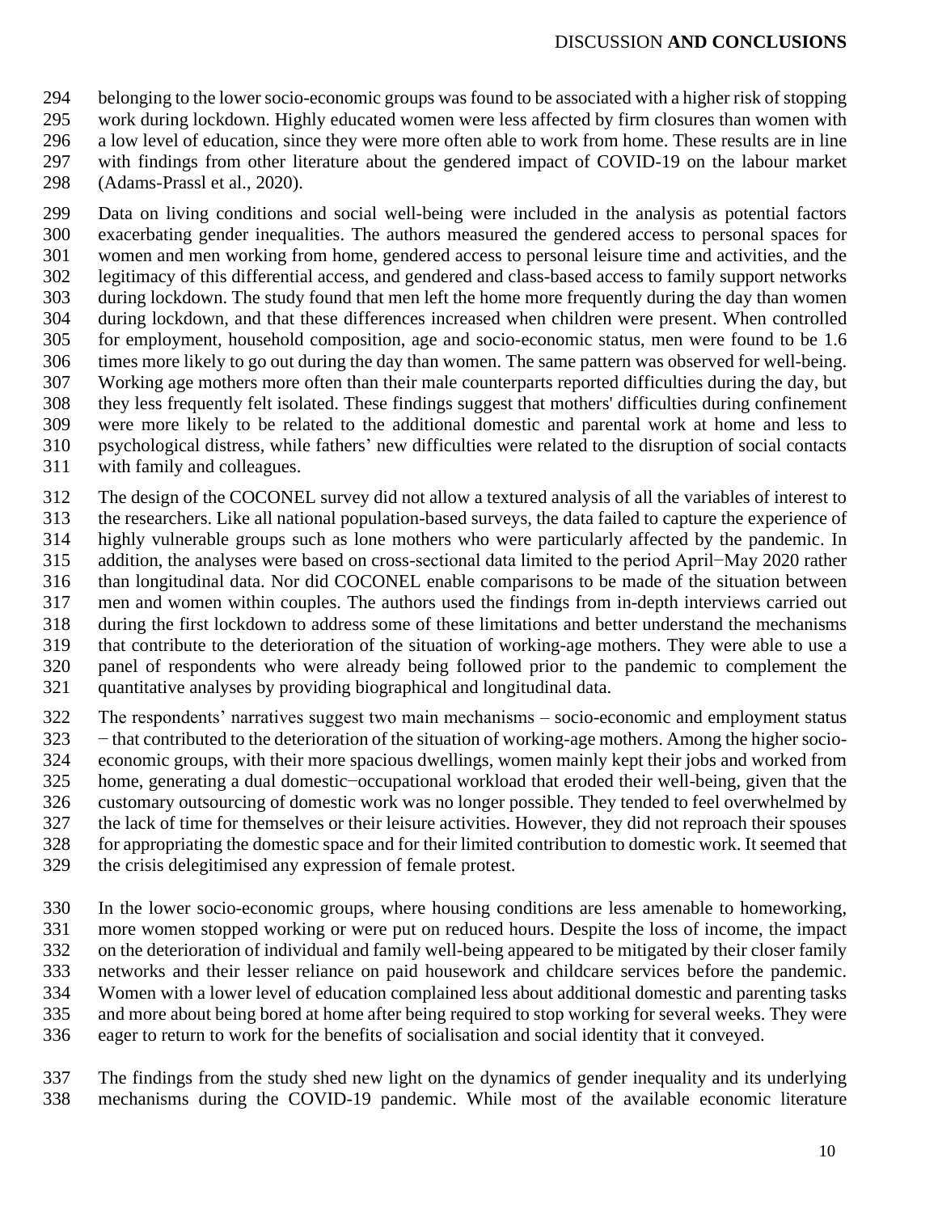belonging to the lower socio-economic groups was found to be associated with a higher risk of stopping work during lockdown. Highly educated women were less affected by firm closures than women with a low level of education, since they were more often able to work from home. These results are in line with findings from other literature about the gendered impact of COVID-19 on the labour market (Adams-Prassl et al., 2020).

Data on living conditions and social well-being were included in the analysis as potential factors exacerbating gender inequalities. The authors measured the gendered access to personal spaces for women and men working from home, gendered access to personal leisure time and activities, and the legitimacy of this differential access, and gendered and class-based access to family support networks during lockdown. The study found that men left the home more frequently during the day than women during lockdown, and that these differences increased when children were present. When controlled for employment, household composition, age and socio-economic status, men were found to be 1.6 times more likely to go out during the day than women. The same pattern was observed for well-being. Working age mothers more often than their male counterparts reported difficulties during the day, but they less frequently felt isolated. These findings suggest that mothers' difficulties during confinement were more likely to be related to the additional domestic and parental work at home and less to psychological distress, while fathers' new difficulties were related to the disruption of social contacts with family and colleagues.

The design of the COCONEL survey did not allow a textured analysis of all the variables of interest to the researchers. Like all national population-based surveys, the data failed to capture the experience of highly vulnerable groups such as lone mothers who were particularly affected by the pandemic. In addition, the analyses were based on cross-sectional data limited to the period April−May 2020 rather than longitudinal data. Nor did COCONEL enable comparisons to be made of the situation between men and women within couples. The authors used the findings from in-depth interviews carried out during the first lockdown to address some of these limitations and better understand the mechanisms that contribute to the deterioration of the situation of working-age mothers. They were able to use a panel of respondents who were already being followed prior to the pandemic to complement the quantitative analyses by providing biographical and longitudinal data.

The respondents' narratives suggest two main mechanisms – socio-economic and employment status − that contributed to the deterioration of the situation of working-age mothers. Among the higher socio-economic groups, with their more spacious dwellings, women mainly kept their jobs and worked from home, generating a dual domestic−occupational workload that eroded their well-being, given that the customary outsourcing of domestic work was no longer possible. They tended to feel overwhelmed by the lack of time for themselves or their leisure activities. However, they did not reproach their spouses for appropriating the domestic space and for their limited contribution to domestic work. It seemed that the crisis delegitimised any expression of female protest.

In the lower socio-economic groups, where housing conditions are less amenable to homeworking, more women stopped working or were put on reduced hours. Despite the loss of income, the impact on the deterioration of individual and family well-being appeared to be mitigated by their closer family networks and their lesser reliance on paid housework and childcare services before the pandemic. Women with a lower level of education complained less about additional domestic and parenting tasks and more about being bored at home after being required to stop working for several weeks. They were eager to return to work for the benefits of socialisation and social identity that it conveyed.

The findings from the study shed new light on the dynamics of gender inequality and its underlying mechanisms during the COVID-19 pandemic. While most of the available economic literature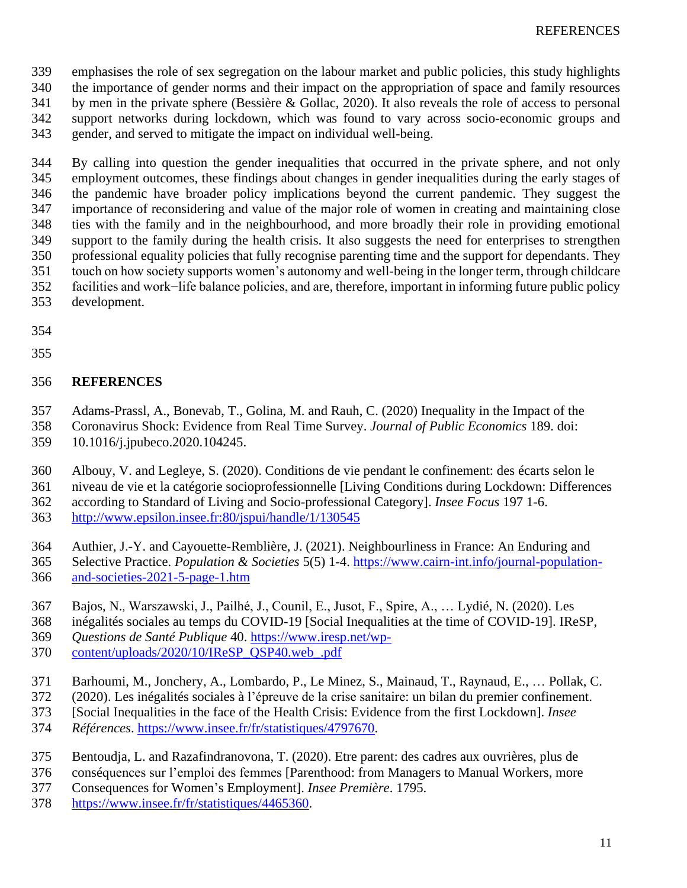emphasises the role of sex segregation on the labour market and public policies, this study highlights the importance of gender norms and their impact on the appropriation of space and family resources by men in the private sphere (Bessière & Gollac, 2020). It also reveals the role of access to personal support networks during lockdown, which was found to vary across socio-economic groups and gender, and served to mitigate the impact on individual well-being.

By calling into question the gender inequalities that occurred in the private sphere, and not only employment outcomes, these findings about changes in gender inequalities during the early stages of the pandemic have broader policy implications beyond the current pandemic. They suggest the importance of reconsidering and value of the major role of women in creating and maintaining close ties with the family and in the neighbourhood, and more broadly their role in providing emotional support to the family during the health crisis. It also suggests the need for enterprises to strengthen professional equality policies that fully recognise parenting time and the support for dependants. They touch on how society supports women's autonomy and well-being in the longer term, through childcare facilities and work−life balance policies, and are, therefore, important in informing future public policy development.

## REFERENCES

Adams-Prassl, A., Bonevab, T., Golina, M. and Rauh, C. (2020) Inequality in the Impact of the Coronavirus Shock: Evidence from Real Time Survey. *Journal of Public Economics* 189. doi: 10.1016/j.jpubeco.2020.104245.

Albouy, V. and Legleye, S. (2020). Conditions de vie pendant le confinement: des écarts selon le niveau de vie et la catégorie socioprofessionnelle [Living Conditions during Lockdown: Differences according to Standard of Living and Socio-professional Category]. *Insee Focus* 197 1-6. http://www.epsilon.insee.fr:80/jspui/handle/1/130545

Authier, J.-Y. and Cayouette-Remblière, J. (2021). Neighbourliness in France: An Enduring and Selective Practice. *Population & Societies* 5(5) 1-4. https://www.cairn-int.info/journal-population-and-societies-2021-5-page-1.htm

Bajos, N., Warszawski, J., Pailhé, J., Counil, E., Jusot, F., Spire, A., … Lydié, N. (2020). Les inégalités sociales au temps du COVID-19 [Social Inequalities at the time of COVID-19]. IReSP, *Questions de Santé Publique* 40. https://www.iresp.net/wp-content/uploads/2020/10/IReSP_QSP40.web_.pdf

Barhoumi, M., Jonchery, A., Lombardo, P., Le Minez, S., Mainaud, T., Raynaud, E., … Pollak, C. (2020). Les inégalités sociales à l'épreuve de la crise sanitaire: un bilan du premier confinement. [Social Inequalities in the face of the Health Crisis: Evidence from the first Lockdown]. *Insee Références*. https://www.insee.fr/fr/statistiques/4797670.

Bentoudja, L. and Razafindranovona, T. (2020). Etre parent: des cadres aux ouvrières, plus de conséquences sur l'emploi des femmes [Parenthood: from Managers to Manual Workers, more Consequences for Women's Employment]. *Insee Première*. 1795. https://www.insee.fr/fr/statistiques/4465360.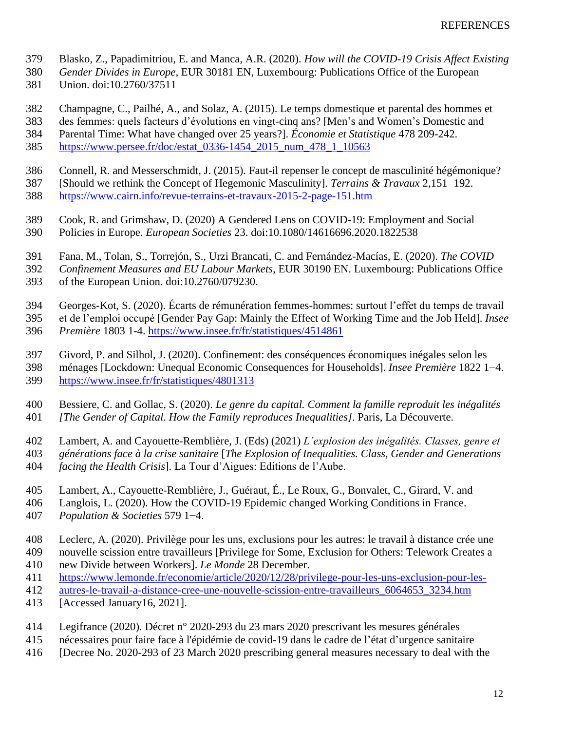Blasko, Z., Papadimitriou, E. and Manca, A.R. (2020). *How will the COVID-19 Crisis Affect Existing Gender Divides in Europe*, EUR 30181 EN, Luxembourg: Publications Office of the European Union. doi:10.2760/37511

Champagne, C., Pailhé, A., and Solaz, A. (2015). Le temps domestique et parental des hommes et des femmes: quels facteurs d'évolutions en vingt-cinq ans? [Men's and Women's Domestic and Parental Time: What have changed over 25 years?]. *Économie et Statistique* 478 209-242. https://www.persee.fr/doc/estat_0336-1454_2015_num_478_1_10563

Connell, R. and Messerschmidt, J. (2015). Faut-il repenser le concept de masculinité hégémonique? [Should we rethink the Concept of Hegemonic Masculinity]. *Terrains & Travaux* 2,151−192. https://www.cairn.info/revue-terrains-et-travaux-2015-2-page-151.htm

Cook, R. and Grimshaw, D. (2020) A Gendered Lens on COVID-19: Employment and Social Policies in Europe. *European Societies* 23. doi:10.1080/14616696.2020.1822538

Fana, M., Tolan, S., Torrejón, S., Urzi Brancati, C. and Fernández-Macías, E. (2020). *The COVID Confinement Measures and EU Labour Markets*, EUR 30190 EN. Luxembourg: Publications Office of the European Union. doi:10.2760/079230.

Georges-Kot, S. (2020). Écarts de rémunération femmes-hommes: surtout l'effet du temps de travail et de l'emploi occupé [Gender Pay Gap: Mainly the Effect of Working Time and the Job Held]. *Insee Première* 1803 1-4. https://www.insee.fr/fr/statistiques/4514861

Givord, P. and Silhol, J. (2020). Confinement: des conséquences économiques inégales selon les ménages [Lockdown: Unequal Economic Consequences for Households]. *Insee Première* 1822 1−4. https://www.insee.fr/fr/statistiques/4801313

Bessiere, C. and Gollac, S. (2020). *Le genre du capital. Comment la famille reproduit les inégalités [The Gender of Capital. How the Family reproduces Inequalities]*. Paris, La Découverte.

Lambert, A. and Cayouette-Remblière, J. (Eds) (2021) *L'explosion des inégalités. Classes, genre et générations face à la crise sanitaire* [*The Explosion of Inequalities. Class, Gender and Generations facing the Health Crisis*]. La Tour d'Aigues: Editions de l'Aube.

Lambert, A., Cayouette-Remblière, J., Guéraut, É., Le Roux, G., Bonvalet, C., Girard, V. and Langlois, L. (2020). How the COVID-19 Epidemic changed Working Conditions in France. *Population & Societies* 579 1−4.

Leclerc, A. (2020). Privilège pour les uns, exclusions pour les autres: le travail à distance crée une nouvelle scission entre travailleurs [Privilege for Some, Exclusion for Others: Telework Creates a new Divide between Workers]. *Le Monde* 28 December. https://www.lemonde.fr/economie/article/2020/12/28/privilege-pour-les-uns-exclusion-pour-les-autres-le-travail-a-distance-cree-une-nouvelle-scission-entre-travailleurs_6064653_3234.htm [Accessed January16, 2021].

Legifrance (2020). Décret n° 2020-293 du 23 mars 2020 prescrivant les mesures générales nécessaires pour faire face à l'épidémie de covid-19 dans le cadre de l'état d'urgence sanitaire [Decree No. 2020-293 of 23 March 2020 prescribing general measures necessary to deal with the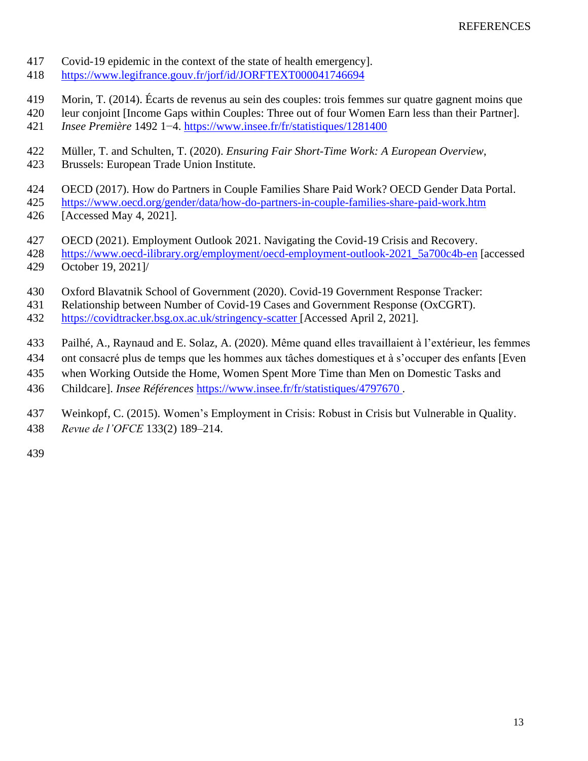Covid-19 epidemic in the context of the state of health emergency]. https://www.legifrance.gouv.fr/jorf/id/JORFTEXT000041746694

Morin, T. (2014). Écarts de revenus au sein des couples: trois femmes sur quatre gagnent moins que leur conjoint [Income Gaps within Couples: Three out of four Women Earn less than their Partner]. *Insee Première* 1492 1−4. https://www.insee.fr/fr/statistiques/1281400

Müller, T. and Schulten, T. (2020). *Ensuring Fair Short-Time Work: A European Overview*, Brussels: European Trade Union Institute.

OECD (2017). How do Partners in Couple Families Share Paid Work? OECD Gender Data Portal. https://www.oecd.org/gender/data/how-do-partners-in-couple-families-share-paid-work.htm [Accessed May 4, 2021].

OECD (2021). Employment Outlook 2021. Navigating the Covid-19 Crisis and Recovery. https://www.oecd-ilibrary.org/employment/oecd-employment-outlook-2021_5a700c4b-en [accessed October 19, 2021]/

Oxford Blavatnik School of Government (2020). Covid-19 Government Response Tracker: Relationship between Number of Covid-19 Cases and Government Response (OxCGRT). https://covidtracker.bsg.ox.ac.uk/stringency-scatter [Accessed April 2, 2021].

Pailhé, A., Raynaud and E. Solaz, A. (2020). Même quand elles travaillaient à l'extérieur, les femmes ont consacré plus de temps que les hommes aux tâches domestiques et à s'occuper des enfants [Even when Working Outside the Home, Women Spent More Time than Men on Domestic Tasks and Childcare]. *Insee Références* https://www.insee.fr/fr/statistiques/4797670 .

Weinkopf, C. (2015). Women's Employment in Crisis: Robust in Crisis but Vulnerable in Quality. *Revue de l'OFCE* 133(2) 189–214.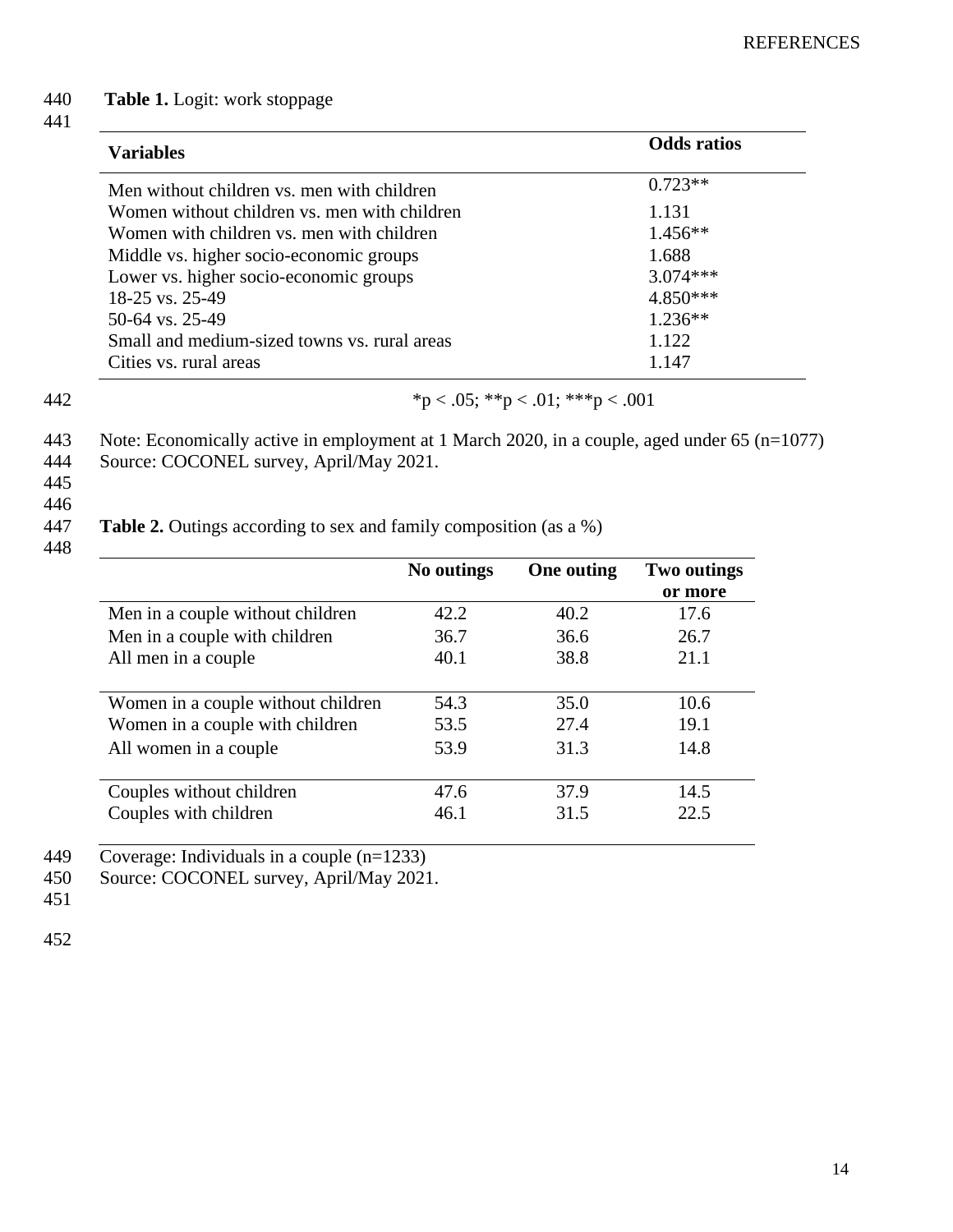**Table 1.** Logit: work stoppage

| Variables | Odds ratios |
|---|---|
| Men without children vs. men with children | 0.723** |
| Women without children vs. men with children | 1.131 |
| Women with children vs. men with children | 1.456** |
| Middle vs. higher socio-economic groups | 1.688 |
| Lower vs. higher socio-economic groups | 3.074*** |
| 18-25 vs. 25-49 | 4.850*** |
| 50-64 vs. 25-49 | 1.236** |
| Small and medium-sized towns vs. rural areas | 1.122 |
| Cities vs. rural areas | 1.147 |

*p < .05; **p < .01; ***p < .001

Note: Economically active in employment at 1 March 2020, in a couple, aged under 65 (n=1077)
Source: COCONEL survey, April/May 2021.

**Table 2.** Outings according to sex and family composition (as a %)

| | No outings | One outing | Two outings or more |
|---|---|---|---|
| Men in a couple without children | 42.2 | 40.2 | 17.6 |
| Men in a couple with children | 36.7 | 36.6 | 26.7 |
| All men in a couple | 40.1 | 38.8 | 21.1 |
| Women in a couple without children | 54.3 | 35.0 | 10.6 |
| Women in a couple with children | 53.5 | 27.4 | 19.1 |
| All women in a couple | 53.9 | 31.3 | 14.8 |
| Couples without children | 47.6 | 37.9 | 14.5 |
| Couples with children | 46.1 | 31.5 | 22.5 |

Coverage: Individuals in a couple (n=1233)
Source: COCONEL survey, April/May 2021.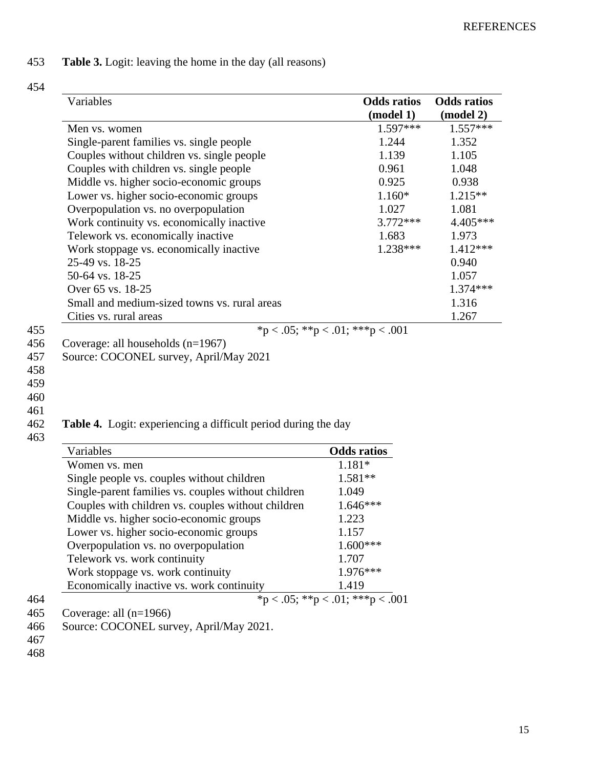**Table 3.** Logit: leaving the home in the day (all reasons)

| Variables | Odds ratios (model 1) | Odds ratios (model 2) |
|---|---|---|
| Men vs. women | 1.597*** | 1.557*** |
| Single-parent families vs. single people | 1.244 | 1.352 |
| Couples without children vs. single people | 1.139 | 1.105 |
| Couples with children vs. single people | 0.961 | 1.048 |
| Middle vs. higher socio-economic groups | 0.925 | 0.938 |
| Lower vs. higher socio-economic groups | 1.160* | 1.215** |
| Overpopulation vs. no overpopulation | 1.027 | 1.081 |
| Work continuity vs. economically inactive | 3.772*** | 4.405*** |
| Telework vs. economically inactive | 1.683 | 1.973 |
| Work stoppage vs. economically inactive | 1.238*** | 1.412*** |
| 25-49 vs. 18-25 | | 0.940 |
| 50-64 vs. 18-25 | | 1.057 |
| Over 65 vs. 18-25 | | 1.374*** |
| Small and medium-sized towns vs. rural areas | | 1.316 |
| Cities vs. rural areas | | 1.267 |

*p < .05; **p < .01; ***p < .001

Coverage: all households (n=1967)

Source: COCONEL survey, April/May 2021

**Table 4.** Logit: experiencing a difficult period during the day

| Variables | Odds ratios |
|---|---|
| Women vs. men | 1.181* |
| Single people vs. couples without children | 1.581** |
| Single-parent families vs. couples without children | 1.049 |
| Couples with children vs. couples without children | 1.646*** |
| Middle vs. higher socio-economic groups | 1.223 |
| Lower vs. higher socio-economic groups | 1.157 |
| Overpopulation vs. no overpopulation | 1.600*** |
| Telework vs. work continuity | 1.707 |
| Work stoppage vs. work continuity | 1.976*** |
| Economically inactive vs. work continuity | 1.419 |

*p < .05; **p < .01; ***p < .001

Coverage: all (n=1966)

Source: COCONEL survey, April/May 2021.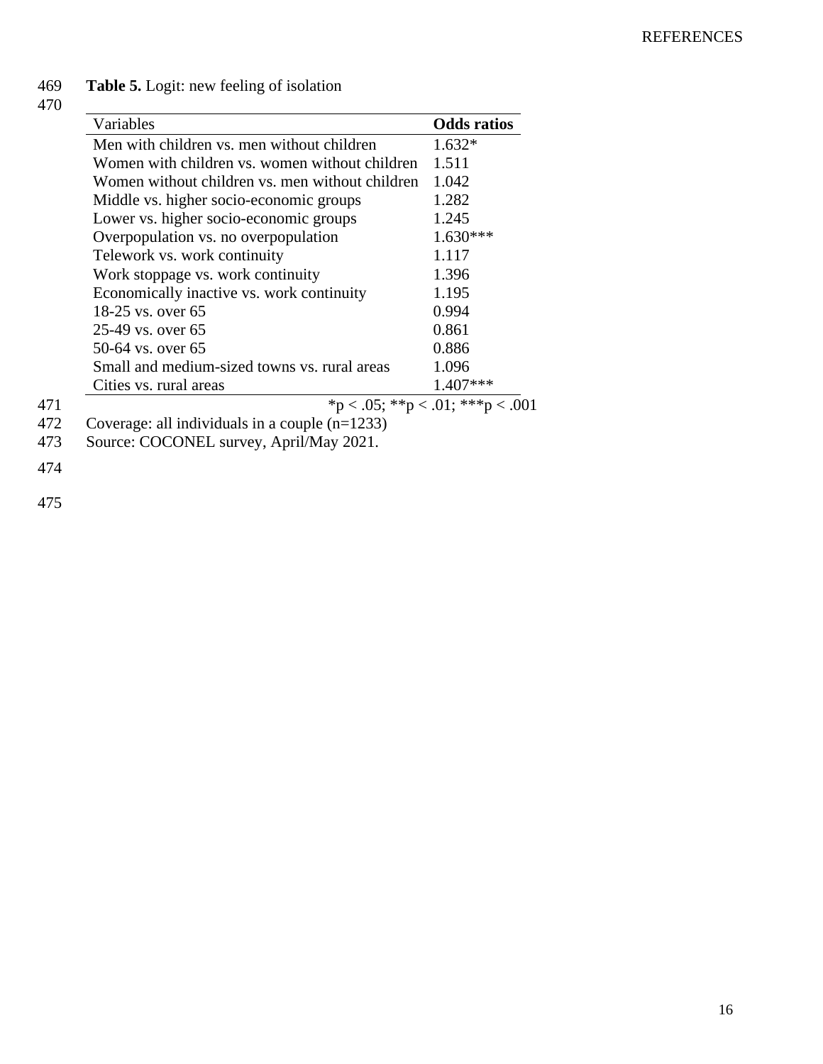**Table 5.** Logit: new feeling of isolation

| Variables | **Odds ratios** |
|---|---|
| Men with children vs. men without children | 1.632* |
| Women with children vs. women without children | 1.511 |
| Women without children vs. men without children | 1.042 |
| Middle vs. higher socio-economic groups | 1.282 |
| Lower vs. higher socio-economic groups | 1.245 |
| Overpopulation vs. no overpopulation | 1.630*** |
| Telework vs. work continuity | 1.117 |
| Work stoppage vs. work continuity | 1.396 |
| Economically inactive vs. work continuity | 1.195 |
| 18-25 vs. over 65 | 0.994 |
| 25-49 vs. over 65 | 0.861 |
| 50-64 vs. over 65 | 0.886 |
| Small and medium-sized towns vs. rural areas | 1.096 |
| Cities vs. rural areas | 1.407*** |

*p < .05; **p < .01; ***p < .001

Coverage: all individuals in a couple (n=1233)

Source: COCONEL survey, April/May 2021.